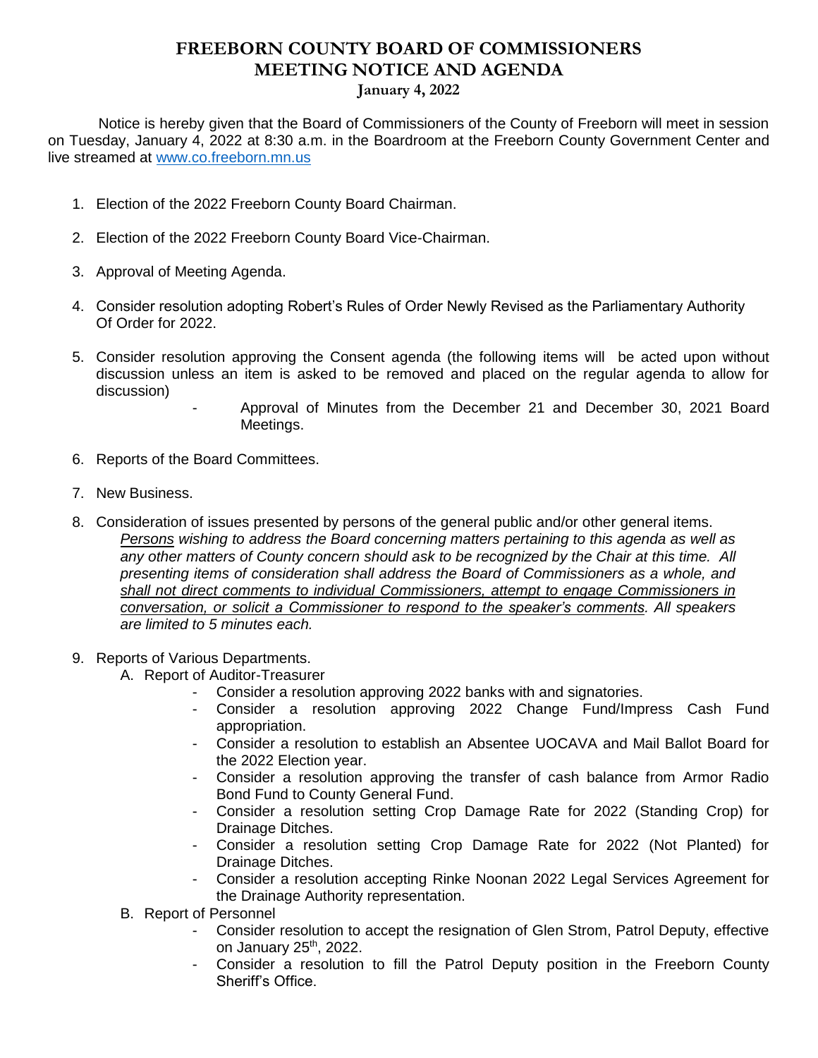# FREEBORN COUNTY BOARD OF COMMISSIONERS
# MEETING NOTICE AND AGENDA

**January 4, 2022**

Notice is hereby given that the Board of Commissioners of the County of Freeborn will meet in session on Tuesday, January 4, 2022 at 8:30 a.m. in the Boardroom at the Freeborn County Government Center and live streamed at www.co.freeborn.mn.us

1. Election of the 2022 Freeborn County Board Chairman.

2. Election of the 2022 Freeborn County Board Vice-Chairman.

3. Approval of Meeting Agenda.

4. Consider resolution adopting Robert's Rules of Order Newly Revised as the Parliamentary Authority Of Order for 2022.

5. Consider resolution approving the Consent agenda (the following items will be acted upon without discussion unless an item is asked to be removed and placed on the regular agenda to allow for discussion)
   - Approval of Minutes from the December 21 and December 30, 2021 Board Meetings.

6. Reports of the Board Committees.

7. New Business.

8. Consideration of issues presented by persons of the general public and/or other general items.
   *Persons wishing to address the Board concerning matters pertaining to this agenda as well as any other matters of County concern should ask to be recognized by the Chair at this time. All presenting items of consideration shall address the Board of Commissioners as a whole, and shall not direct comments to individual Commissioners, attempt to engage Commissioners in conversation, or solicit a Commissioner to respond to the speaker's comments. All speakers are limited to 5 minutes each.*

9. Reports of Various Departments.
   A. Report of Auditor-Treasurer
      - Consider a resolution approving 2022 banks with and signatories.
      - Consider a resolution approving 2022 Change Fund/Impress Cash Fund appropriation.
      - Consider a resolution to establish an Absentee UOCAVA and Mail Ballot Board for the 2022 Election year.
      - Consider a resolution approving the transfer of cash balance from Armor Radio Bond Fund to County General Fund.
      - Consider a resolution setting Crop Damage Rate for 2022 (Standing Crop) for Drainage Ditches.
      - Consider a resolution setting Crop Damage Rate for 2022 (Not Planted) for Drainage Ditches.
      - Consider a resolution accepting Rinke Noonan 2022 Legal Services Agreement for the Drainage Authority representation.

   B. Report of Personnel
      - Consider resolution to accept the resignation of Glen Strom, Patrol Deputy, effective on January 25th, 2022.
      - Consider a resolution to fill the Patrol Deputy position in the Freeborn County Sheriff's Office.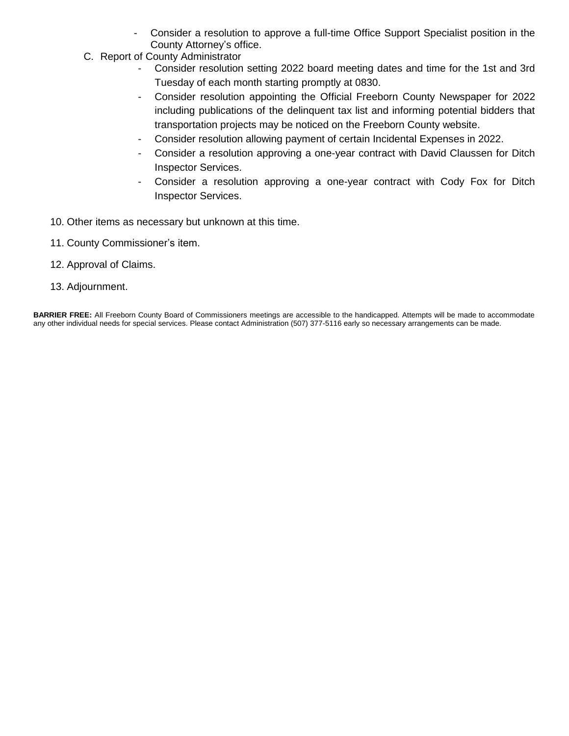- Consider a resolution to approve a full-time Office Support Specialist position in the County Attorney's office.

C. Report of County Administrator

- Consider resolution setting 2022 board meeting dates and time for the 1st and 3rd Tuesday of each month starting promptly at 0830.
- Consider resolution appointing the Official Freeborn County Newspaper for 2022 including publications of the delinquent tax list and informing potential bidders that transportation projects may be noticed on the Freeborn County website.
- Consider resolution allowing payment of certain Incidental Expenses in 2022.
- Consider a resolution approving a one-year contract with David Claussen for Ditch Inspector Services.
- Consider a resolution approving a one-year contract with Cody Fox for Ditch Inspector Services.

10. Other items as necessary but unknown at this time.

11. County Commissioner's item.

12. Approval of Claims.

13. Adjournment.

**BARRIER FREE:** All Freeborn County Board of Commissioners meetings are accessible to the handicapped. Attempts will be made to accommodate any other individual needs for special services. Please contact Administration (507) 377-5116 early so necessary arrangements can be made.